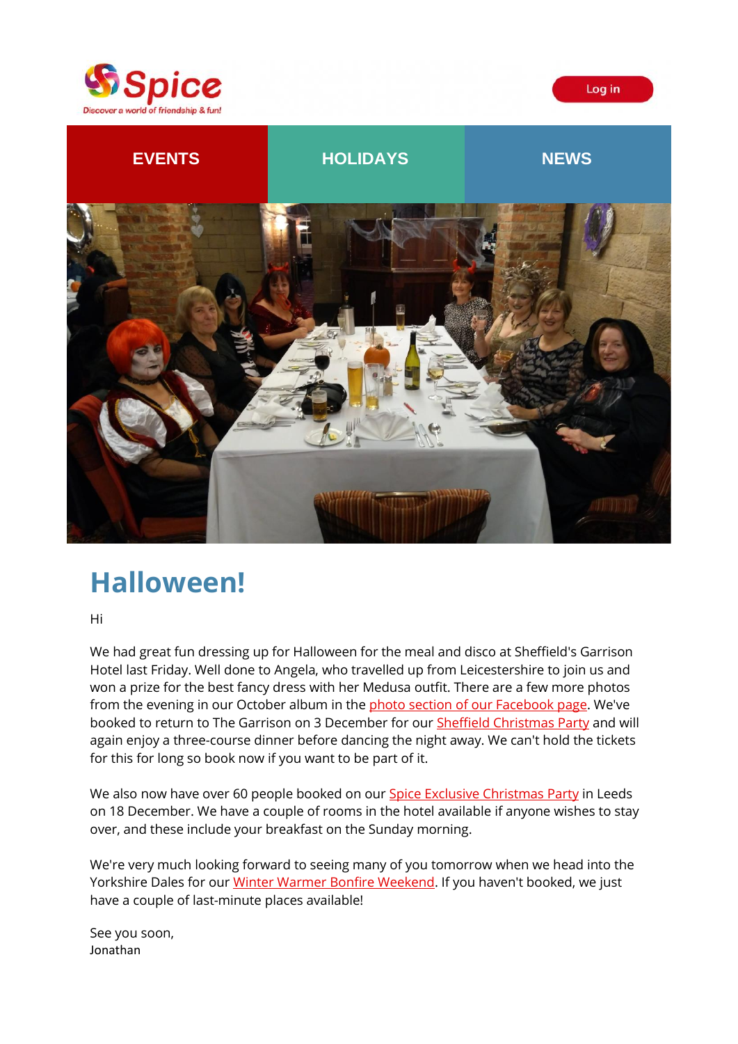Spice

Discover a world of friendship & fun!

Log in

EVENTS | HOLIDAYS | NEWS

# Halloween!

Hi

We had great fun dressing up for Halloween for the meal and disco at Sheffield's Garrison Hotel last Friday. Well done to Angela, who travelled up from Leicestershire to join us and won a prize for the best fancy dress with her Medusa outfit. There are a few more photos from the evening in our October album in the photo section of our Facebook page. We've booked to return to The Garrison on 3 December for our Sheffield Christmas Party and will again enjoy a three-course dinner before dancing the night away. We can't hold the tickets for this for long so book now if you want to be part of it.

We also now have over 60 people booked on our Spice Exclusive Christmas Party in Leeds on 18 December. We have a couple of rooms in the hotel available if anyone wishes to stay over, and these include your breakfast on the Sunday morning.

We're very much looking forward to seeing many of you tomorrow when we head into the Yorkshire Dales for our Winter Warmer Bonfire Weekend. If you haven't booked, we just have a couple of last-minute places available!

See you soon,
Jonathan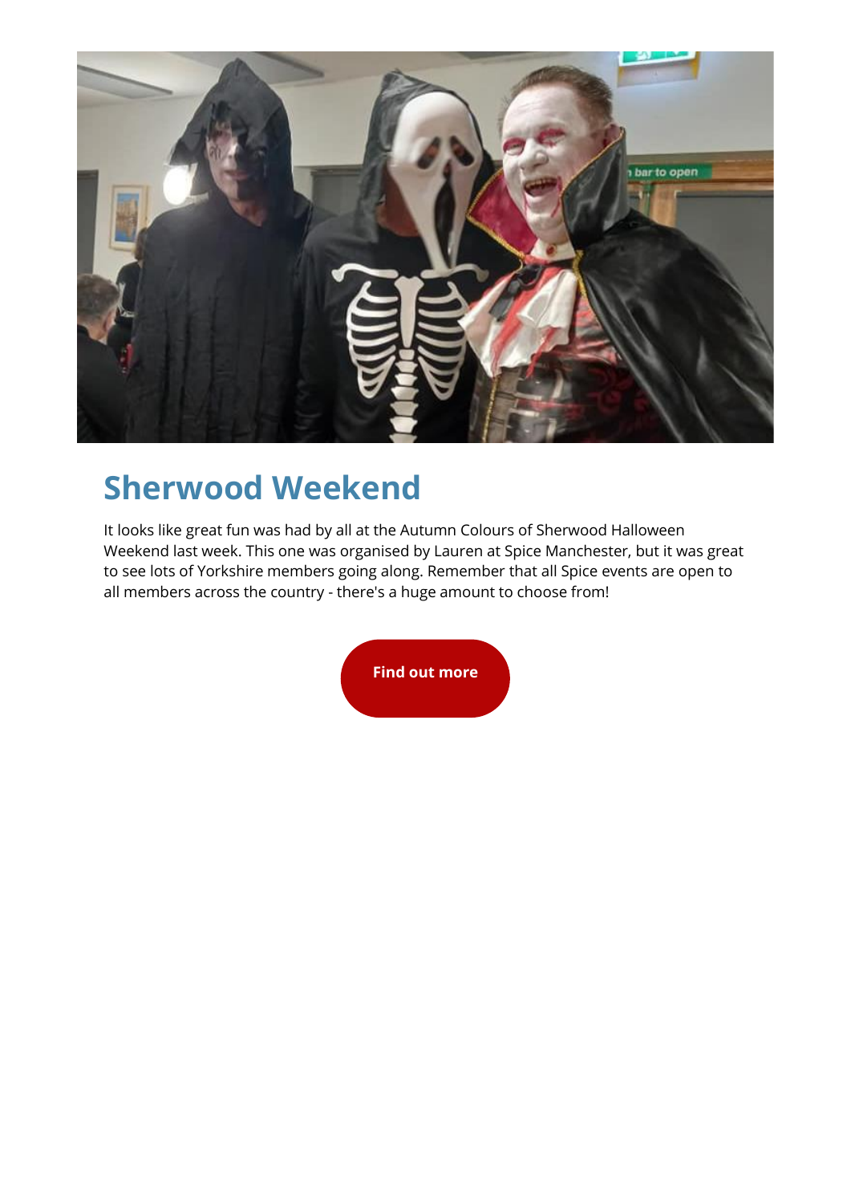## Sherwood Weekend

It looks like great fun was had by all at the Autumn Colours of Sherwood Halloween Weekend last week. This one was organised by Lauren at Spice Manchester, but it was great to see lots of Yorkshire members going along. Remember that all Spice events are open to all members across the country - there's a huge amount to choose from!

**Find out more**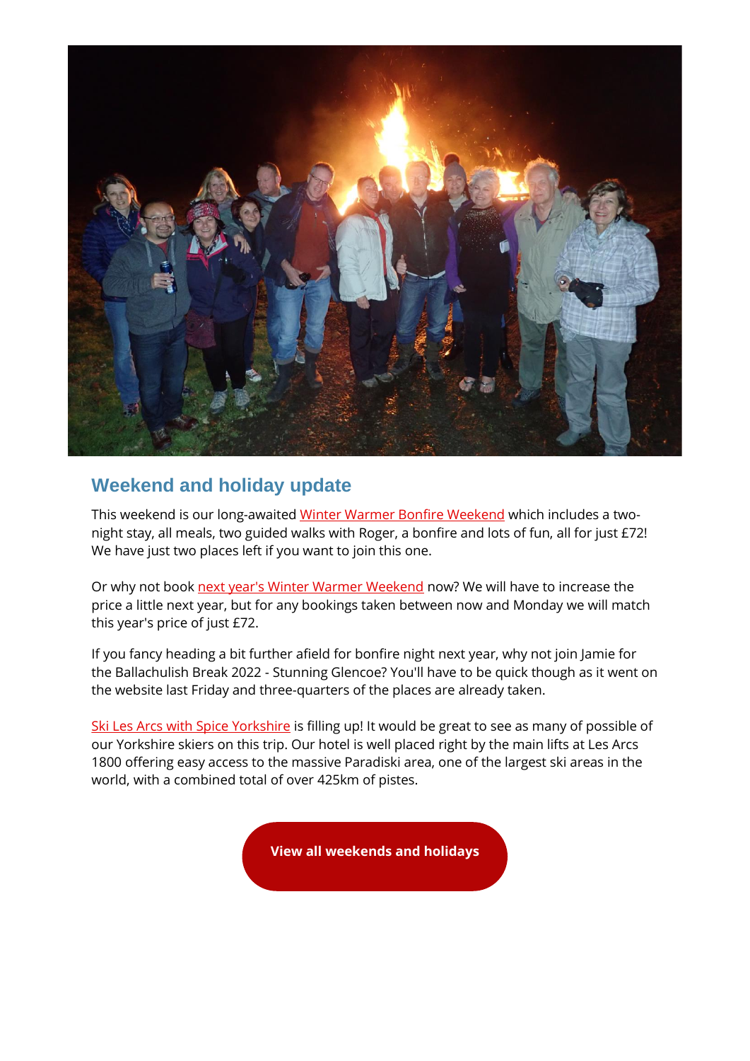## Weekend and holiday update

This weekend is our long-awaited Winter Warmer Bonfire Weekend which includes a two-night stay, all meals, two guided walks with Roger, a bonfire and lots of fun, all for just £72! We have just two places left if you want to join this one.

Or why not book next year's Winter Warmer Weekend now? We will have to increase the price a little next year, but for any bookings taken between now and Monday we will match this year's price of just £72.

If you fancy heading a bit further afield for bonfire night next year, why not join Jamie for the Ballachulish Break 2022 - Stunning Glencoe? You'll have to be quick though as it went on the website last Friday and three-quarters of the places are already taken.

Ski Les Arcs with Spice Yorkshire is filling up! It would be great to see as many of possible of our Yorkshire skiers on this trip. Our hotel is well placed right by the main lifts at Les Arcs 1800 offering easy access to the massive Paradiski area, one of the largest ski areas in the world, with a combined total of over 425km of pistes.

**View all weekends and holidays**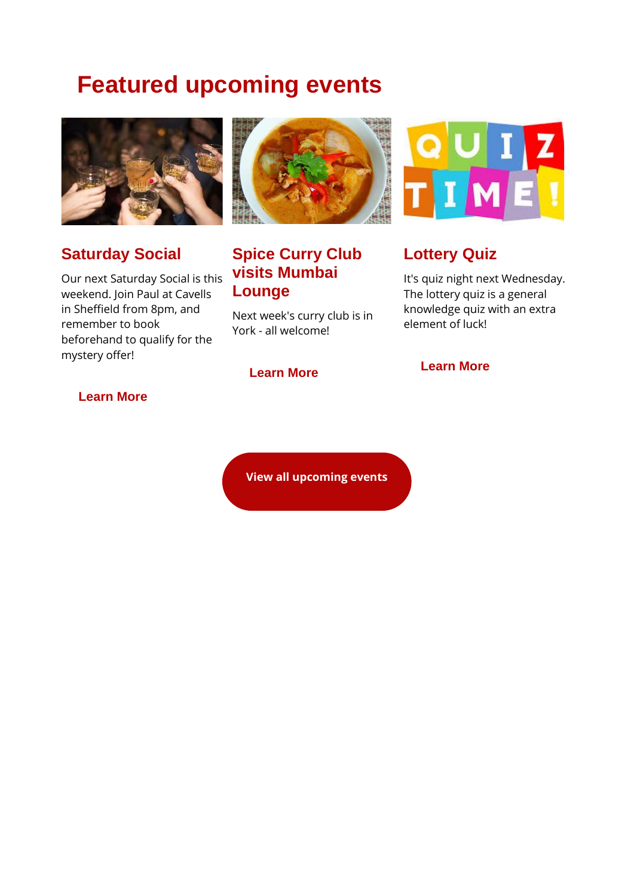# Featured upcoming events

## Saturday Social

Our next Saturday Social is this weekend. Join Paul at Cavells in Sheffield from 8pm, and remember to book beforehand to qualify for the mystery offer!

**Learn More**

## Spice Curry Club visits Mumbai Lounge

Next week's curry club is in York - all welcome!

**Learn More**

## Lottery Quiz

It's quiz night next Wednesday. The lottery quiz is a general knowledge quiz with an extra element of luck!

**Learn More**

**View all upcoming events**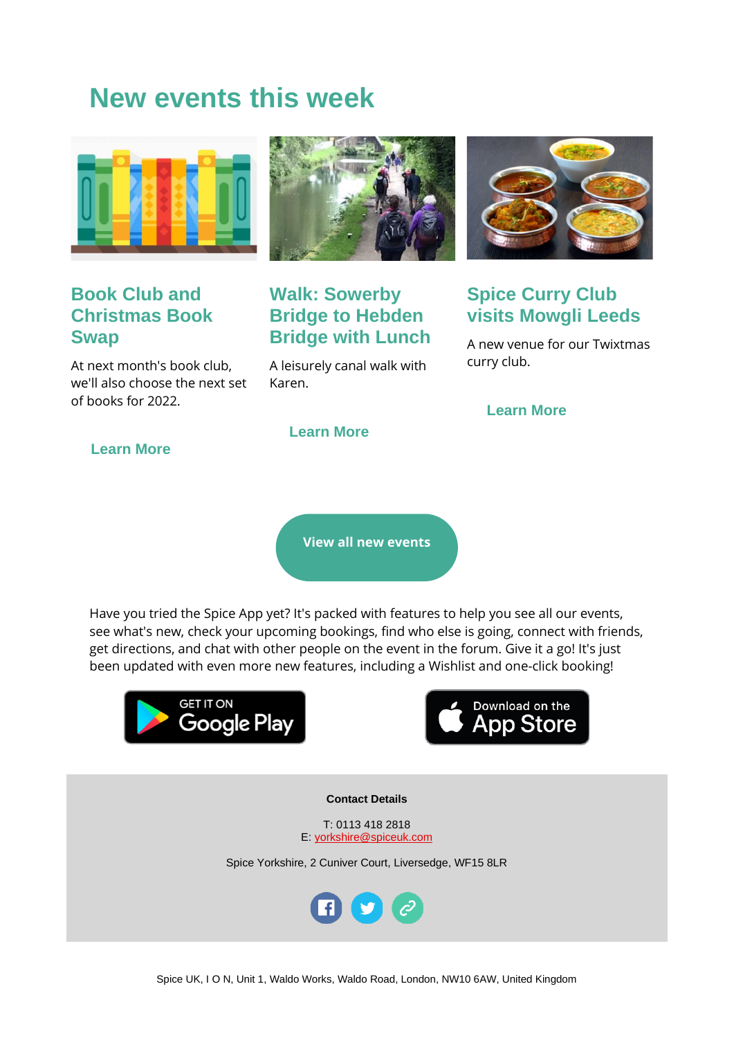# New events this week

### Book Club and Christmas Book Swap

At next month's book club, we'll also choose the next set of books for 2022.

**Learn More**

### Walk: Sowerby Bridge to Hebden Bridge with Lunch

A leisurely canal walk with Karen.

**Learn More**

### Spice Curry Club visits Mowgli Leeds

A new venue for our Twixtmas curry club.

**Learn More**

**View all new events**

Have you tried the Spice App yet? It's packed with features to help you see all our events, see what's new, check your upcoming bookings, find who else is going, connect with friends, get directions, and chat with other people on the event in the forum. Give it a go! It's just been updated with even more new features, including a Wishlist and one-click booking!

GET IT ON Google Play

Download on the App Store

**Contact Details**

T: 0113 418 2818
E: yorkshire@spiceuk.com

Spice Yorkshire, 2 Cuniver Court, Liversedge, WF15 8LR

Spice UK, I O N, Unit 1, Waldo Works, Waldo Road, London, NW10 6AW, United Kingdom